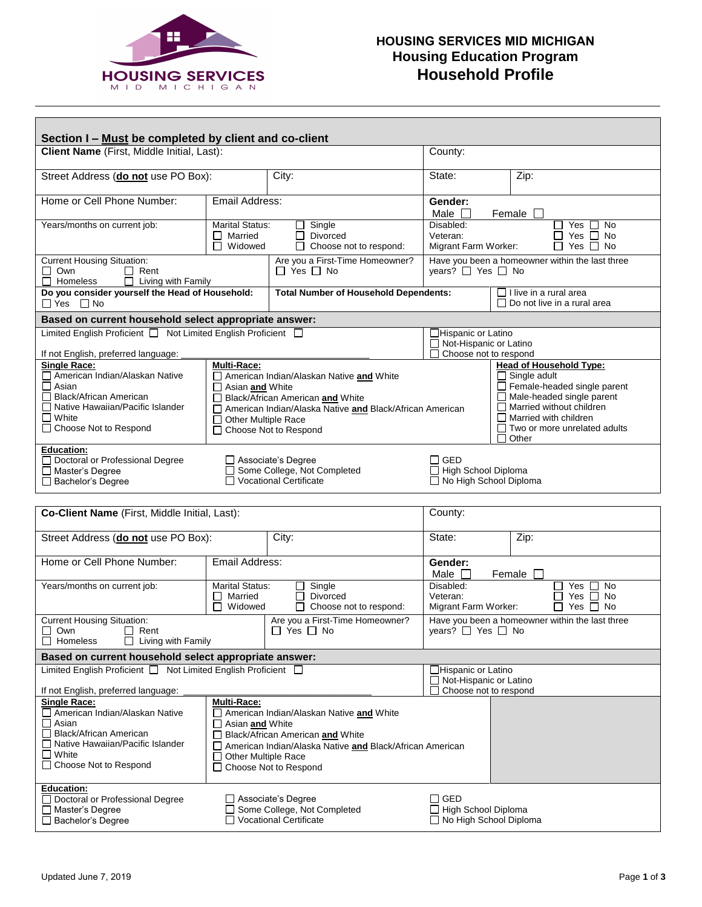HOUSING SERVICES
MID MICHIGAN

# HOUSING SERVICES MID MICHIGAN
## Housing Education Program
## Household Profile

### Section I – <u>Must</u> be completed by client and co-client

**Client Name** (First, Middle Initial, Last):

County:

Street Address (**<u>do not</u>** use PO Box):

City:

State:

Zip:

Home or Cell Phone Number:

Email Address:

**Gender:** Male ☐ Female ☐

Years/months on current job:

Marital Status: ☐ Single ☐ Married ☐ Divorced ☐ Widowed ☐ Choose not to respond:

Disabled: ☐ Yes ☐ No
Veteran: ☐ Yes ☐ No
Migrant Farm Worker: ☐ Yes ☐ No

Current Housing Situation: ☐ Own ☐ Rent ☐ Homeless ☐ Living with Family

Are you a First-Time Homeowner? ☐ Yes ☐ No

Have you been a homeowner within the last three years? ☐ Yes ☐ No

**Do you consider yourself the Head of Household:** ☐ Yes ☐ No

**Total Number of Household Dependents:**

☐ I live in a rural area
☐ Do not live in a rural area

**Based on current household select appropriate answer:**

Limited English Proficient ☐ Not Limited English Proficient ☐

If not English, preferred language: ____________________

☐ Hispanic or Latino
☐ Not-Hispanic or Latino
☐ Choose not to respond

**<u>Single Race:</u>**
- ☐ American Indian/Alaskan Native
- ☐ Asian
- ☐ Black/African American
- ☐ Native Hawaiian/Pacific Islander
- ☐ White
- ☐ Choose Not to Respond

**<u>Multi-Race:</u>**
- ☐ American Indian/Alaskan Native **<u>and</u>** White
- ☐ Asian **<u>and</u>** White
- ☐ Black/African American **<u>and</u>** White
- ☐ American Indian/Alaska Native **<u>and</u>** Black/African American
- ☐ Other Multiple Race
- ☐ Choose Not to Respond

**<u>Head of Household Type:</u>**
- ☐ Single adult
- ☐ Female-headed single parent
- ☐ Male-headed single parent
- ☐ Married without children
- ☐ Married with children
- ☐ Two or more unrelated adults
- ☐ Other

**<u>Education:</u>**
- ☐ Doctoral or Professional Degree
- ☐ Master's Degree
- ☐ Bachelor's Degree
- ☐ Associate's Degree
- ☐ Some College, Not Completed
- ☐ Vocational Certificate
- ☐ GED
- ☐ High School Diploma
- ☐ No High School Diploma

---

**Co-Client Name** (First, Middle Initial, Last):

County:

Street Address (**<u>do not</u>** use PO Box):

City:

State:

Zip:

Home or Cell Phone Number:

Email Address:

**Gender:** Male ☐ Female ☐

Years/months on current job:

Marital Status: ☐ Single ☐ Married ☐ Divorced ☐ Widowed ☐ Choose not to respond:

Disabled: ☐ Yes ☐ No
Veteran: ☐ Yes ☐ No
Migrant Farm Worker: ☐ Yes ☐ No

Current Housing Situation: ☐ Own ☐ Rent ☐ Homeless ☐ Living with Family

Are you a First-Time Homeowner? ☐ Yes ☐ No

Have you been a homeowner within the last three years? ☐ Yes ☐ No

**Based on current household select appropriate answer:**

Limited English Proficient ☐ Not Limited English Proficient ☐

If not English, preferred language: ____________________

☐ Hispanic or Latino
☐ Not-Hispanic or Latino
☐ Choose not to respond

**<u>Single Race:</u>**
- ☐ American Indian/Alaskan Native
- ☐ Asian
- ☐ Black/African American
- ☐ Native Hawaiian/Pacific Islander
- ☐ White
- ☐ Choose Not to Respond

**<u>Multi-Race:</u>**
- ☐ American Indian/Alaskan Native **<u>and</u>** White
- ☐ Asian **<u>and</u>** White
- ☐ Black/African American **<u>and</u>** White
- ☐ American Indian/Alaska Native **<u>and</u>** Black/African American
- ☐ Other Multiple Race
- ☐ Choose Not to Respond

**<u>Education:</u>**
- ☐ Doctoral or Professional Degree
- ☐ Master's Degree
- ☐ Bachelor's Degree
- ☐ Associate's Degree
- ☐ Some College, Not Completed
- ☐ Vocational Certificate
- ☐ GED
- ☐ High School Diploma
- ☐ No High School Diploma

Updated June 7, 2019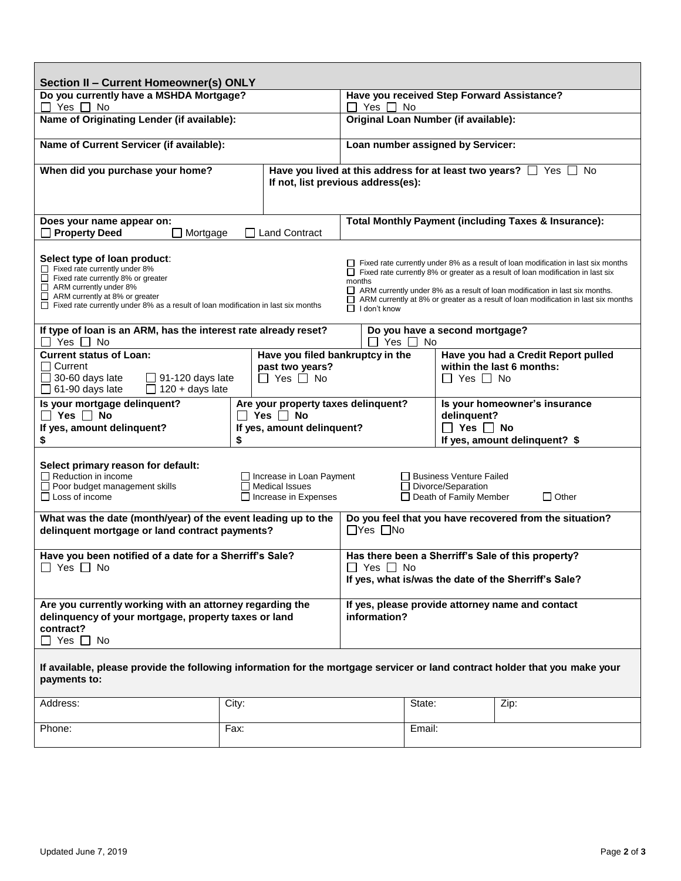## Section II – Current Homeowner(s) ONLY

**Do you currently have a MSHDA Mortgage?**
☐ Yes ☐ No

**Have you received Step Forward Assistance?**
☐ Yes ☐ No

**Name of Originating Lender (if available):**

**Original Loan Number (if available):**

**Name of Current Servicer (if available):**

**Loan number assigned by Servicer:**

**When did you purchase your home?**

**Have you lived at this address for at least two years?** ☐ Yes ☐ No
**If not, list previous address(es):**

**Does your name appear on:**
☐ **Property Deed** ☐ Mortgage ☐ Land Contract

**Total Monthly Payment (including Taxes & Insurance):**

**Select type of loan product**:
☐ Fixed rate currently under 8%
☐ Fixed rate currently 8% or greater
☐ ARM currently under 8%
☐ ARM currently at 8% or greater
☐ Fixed rate currently under 8% as a result of loan modification in last six months
☐ Fixed rate currently under 8% as a result of loan modification in last six months
☐ Fixed rate currently 8% or greater as a result of loan modification in last six months
☐ ARM currently under 8% as a result of loan modification in last six months.
☐ ARM currently at 8% or greater as a result of loan modification in last six months
☐ I don't know

**If type of loan is an ARM, has the interest rate already reset?**
☐ Yes ☐ No

**Do you have a second mortgage?**
☐ Yes ☐ No

**Current status of Loan:**
☐ Current
☐ 30-60 days late ☐ 91-120 days late
☐ 61-90 days late ☐ 120 + days late

**Have you filed bankruptcy in the past two years?**
☐ Yes ☐ No

**Have you had a Credit Report pulled within the last 6 months:**
☐ Yes ☐ No

**Is your mortgage delinquent?**
☐ **Yes** ☐ **No**
**If yes, amount delinquent?**
**$**

**Are your property taxes delinquent?**
☐ **Yes** ☐ **No**
**If yes, amount delinquent?**
**$**

**Is your homeowner's insurance delinquent?**
☐ **Yes** ☐ **No**
**If yes, amount delinquent? $**

**Select primary reason for default:**
☐ Reduction in income
☐ Poor budget management skills
☐ Loss of income
☐ Increase in Loan Payment
☐ Medical Issues
☐ Increase in Expenses
☐ Business Venture Failed
☐ Divorce/Separation
☐ Death of Family Member
☐ Other

**What was the date (month/year) of the event leading up to the delinquent mortgage or land contract payments?**

**Do you feel that you have recovered from the situation?**
☐Yes ☐No

**Have you been notified of a date for a Sherriff's Sale?**
☐ Yes ☐ No

**Has there been a Sherriff's Sale of this property?**
☐ Yes ☐ No
**If yes, what is/was the date of the Sherriff's Sale?**

**Are you currently working with an attorney regarding the delinquency of your mortgage, property taxes or land contract?**
☐ Yes ☐ No

**If yes, please provide attorney name and contact information?**

**If available, please provide the following information for the mortgage servicer or land contract holder that you make your payments to:**

| Address: | City: | State: | Zip: |
|---|---|---|---|
| Phone: | Fax: | Email: | |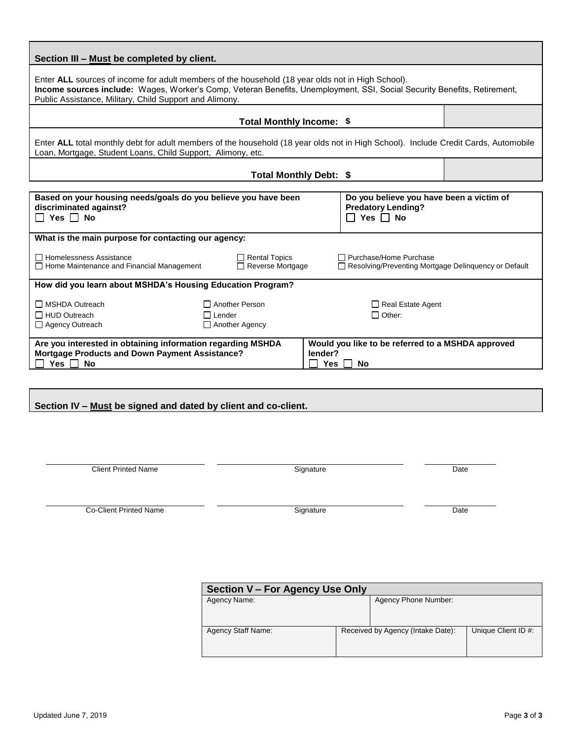## Section III – Must be completed by client.

Enter **ALL** sources of income for adult members of the household (18 year olds not in High School).
**Income sources include:** Wages, Worker's Comp, Veteran Benefits, Unemployment, SSI, Social Security Benefits, Retirement, Public Assistance, Military, Child Support and Alimony.

**Total Monthly Income: $**

Enter **ALL** total monthly debt for adult members of the household (18 year olds not in High School). Include Credit Cards, Automobile Loan, Mortgage, Student Loans, Child Support, Alimony, etc.

**Total Monthly Debt: $**

**Based on your housing needs/goals do you believe you have been discriminated against?**
☐ **Yes** ☐ **No**

**Do you believe you have been a victim of Predatory Lending?**
☐ **Yes** ☐ **No**

**What is the main purpose for contacting our agency:**

☐ Homelessness Assistance
☐ Home Maintenance and Financial Management
☐ Rental Topics
☐ Reverse Mortgage
☐ Purchase/Home Purchase
☐ Resolving/Preventing Mortgage Delinquency or Default

**How did you learn about MSHDA's Housing Education Program?**

☐ MSHDA Outreach
☐ HUD Outreach
☐ Agency Outreach
☐ Another Person
☐ Lender
☐ Another Agency
☐ Real Estate Agent
☐ Other:

**Are you interested in obtaining information regarding MSHDA Mortgage Products and Down Payment Assistance?**
☐ **Yes** ☐ **No**

**Would you like to be referred to a MSHDA approved lender?**
☐ **Yes** ☐ **No**

## Section IV – Must be signed and dated by client and co-client.

Client Printed Name ____________________ Signature ____________________ Date __________

Co-Client Printed Name ____________________ Signature ____________________ Date __________

| Section V – For Agency Use Only | | |
|---|---|---|
| Agency Name: | Agency Phone Number: | |
| Agency Staff Name: | Received by Agency (Intake Date): | Unique Client ID #: |

Updated June 7, 2019